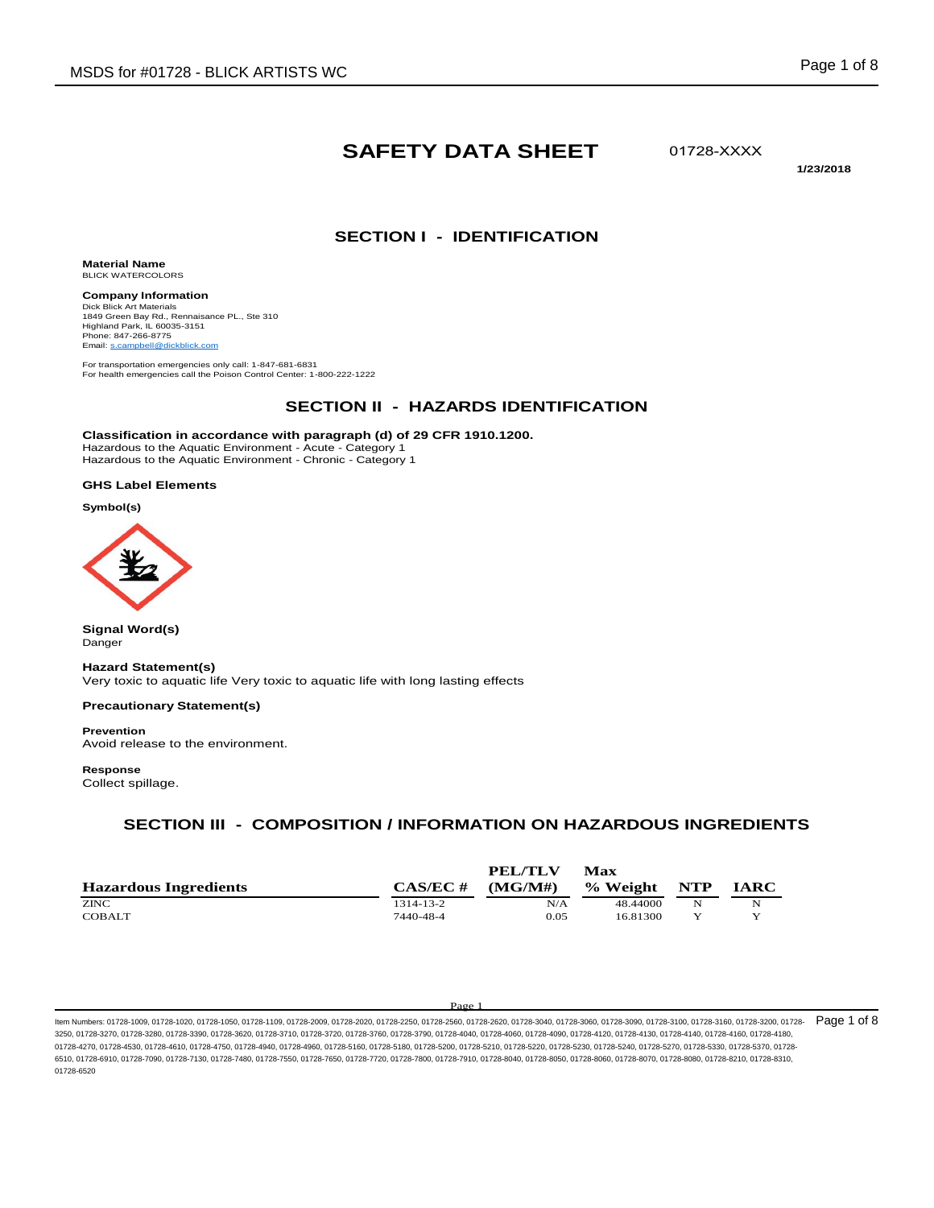# SAFETY DATA SHEET

01728-XXXX

**1/23/2018**

## SECTION I - IDENTIFICATION

**Material Name**
BLICK WATERCOLORS

**Company Information**
Dick Blick Art Materials
1849 Green Bay Rd., Rennaisance PL., Ste 310
Highland Park, IL 60035-3151
Phone: 847-266-8775
Email: s.campbell@dickblick.com

For transportation emergencies only call: 1-847-681-6831
For health emergencies call the Poison Control Center: 1-800-222-1222

## SECTION II - HAZARDS IDENTIFICATION

**Classification in accordance with paragraph (d) of 29 CFR 1910.1200.**
Hazardous to the Aquatic Environment - Acute - Category 1
Hazardous to the Aquatic Environment - Chronic - Category 1

**GHS Label Elements**

**Symbol(s)**

**Signal Word(s)**
Danger

**Hazard Statement(s)**
Very toxic to aquatic life Very toxic to aquatic life with long lasting effects

**Precautionary Statement(s)**

**Prevention**
Avoid release to the environment.

**Response**
Collect spillage.

## SECTION III - COMPOSITION / INFORMATION ON HAZARDOUS INGREDIENTS

| Hazardous Ingredients | CAS/EC # | PEL/TLV (MG/M#) | Max % Weight | NTP | IARC |
|---|---|---|---|---|---|
| ZINC | 1314-13-2 | N/A | 48.44000 | N | N |
| COBALT | 7440-48-4 | 0.05 | 16.81300 | Y | Y |

Item Numbers: 01728-1009, 01728-1020, 01728-1050, 01728-1109, 01728-2009, 01728-2020, 01728-2250, 01728-2560, 01728-2620, 01728-3040, 01728-3060, 01728-3090, 01728-3100, 01728-3160, 01728-3200, 01728-3250, 01728-3270, 01728-3280, 01728-3390, 01728-3620, 01728-3710, 01728-3720, 01728-3760, 01728-3790, 01728-4040, 01728-4060, 01728-4090, 01728-4120, 01728-4130, 01728-4140, 01728-4160, 01728-4180, 01728-4270, 01728-4530, 01728-4610, 01728-4750, 01728-4940, 01728-4960, 01728-5160, 01728-5180, 01728-5200, 01728-5210, 01728-5220, 01728-5230, 01728-5240, 01728-5270, 01728-5330, 01728-5370, 01728-6510, 01728-6910, 01728-7090, 01728-7130, 01728-7480, 01728-7550, 01728-7650, 01728-7720, 01728-7800, 01728-7910, 01728-8040, 01728-8050, 01728-8060, 01728-8070, 01728-8080, 01728-8210, 01728-8310, 01728-6520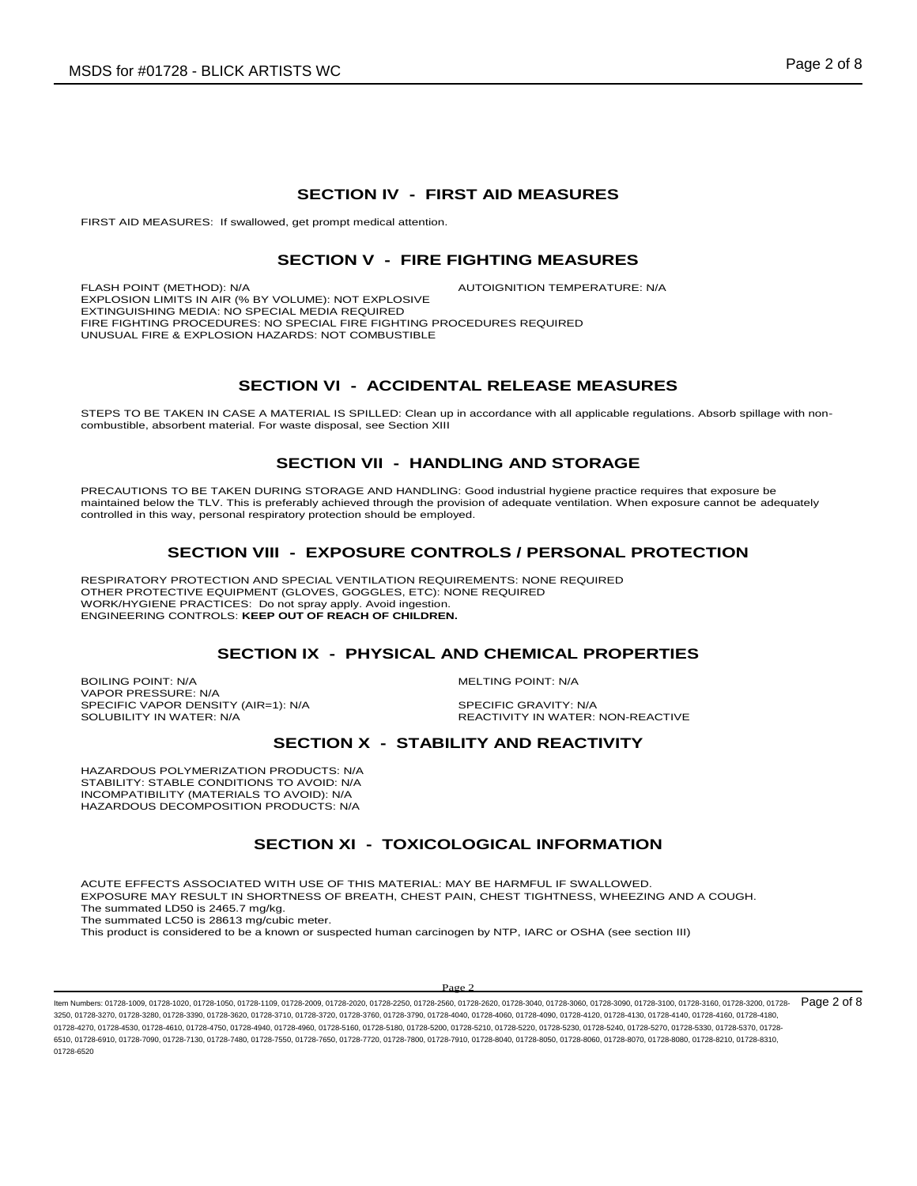## SECTION IV - FIRST AID MEASURES

FIRST AID MEASURES: If swallowed, get prompt medical attention.

## SECTION V - FIRE FIGHTING MEASURES

FLASH POINT (METHOD): N/A

AUTOIGNITION TEMPERATURE: N/A

EXPLOSION LIMITS IN AIR (% BY VOLUME): NOT EXPLOSIVE

EXTINGUISHING MEDIA: NO SPECIAL MEDIA REQUIRED

FIRE FIGHTING PROCEDURES: NO SPECIAL FIRE FIGHTING PROCEDURES REQUIRED

UNUSUAL FIRE & EXPLOSION HAZARDS: NOT COMBUSTIBLE

## SECTION VI - ACCIDENTAL RELEASE MEASURES

STEPS TO BE TAKEN IN CASE A MATERIAL IS SPILLED: Clean up in accordance with all applicable regulations. Absorb spillage with non-combustible, absorbent material. For waste disposal, see Section XIII

## SECTION VII - HANDLING AND STORAGE

PRECAUTIONS TO BE TAKEN DURING STORAGE AND HANDLING: Good industrial hygiene practice requires that exposure be maintained below the TLV. This is preferably achieved through the provision of adequate ventilation. When exposure cannot be adequately controlled in this way, personal respiratory protection should be employed.

## SECTION VIII - EXPOSURE CONTROLS / PERSONAL PROTECTION

RESPIRATORY PROTECTION AND SPECIAL VENTILATION REQUIREMENTS: NONE REQUIRED

OTHER PROTECTIVE EQUIPMENT (GLOVES, GOGGLES, ETC): NONE REQUIRED

WORK/HYGIENE PRACTICES: Do not spray apply. Avoid ingestion.

ENGINEERING CONTROLS: **KEEP OUT OF REACH OF CHILDREN.**

## SECTION IX - PHYSICAL AND CHEMICAL PROPERTIES

BOILING POINT: N/A

MELTING POINT: N/A

VAPOR PRESSURE: N/A

SPECIFIC VAPOR DENSITY (AIR=1): N/A

SPECIFIC GRAVITY: N/A

SOLUBILITY IN WATER: N/A

REACTIVITY IN WATER: NON-REACTIVE

## SECTION X - STABILITY AND REACTIVITY

HAZARDOUS POLYMERIZATION PRODUCTS: N/A

STABILITY: STABLE CONDITIONS TO AVOID: N/A

INCOMPATIBILITY (MATERIALS TO AVOID): N/A

HAZARDOUS DECOMPOSITION PRODUCTS: N/A

## SECTION XI - TOXICOLOGICAL INFORMATION

ACUTE EFFECTS ASSOCIATED WITH USE OF THIS MATERIAL: MAY BE HARMFUL IF SWALLOWED.

EXPOSURE MAY RESULT IN SHORTNESS OF BREATH, CHEST PAIN, CHEST TIGHTNESS, WHEEZING AND A COUGH.

The summated LD50 is 2465.7 mg/kg.

The summated LC50 is 28613 mg/cubic meter.

This product is considered to be a known or suspected human carcinogen by NTP, IARC or OSHA (see section III)

Item Numbers: 01728-1009, 01728-1020, 01728-1050, 01728-1109, 01728-2009, 01728-2020, 01728-2250, 01728-2560, 01728-2620, 01728-3040, 01728-3060, 01728-3090, 01728-3100, 01728-3160, 01728-3200, 01728-3250, 01728-3270, 01728-3280, 01728-3390, 01728-3620, 01728-3710, 01728-3720, 01728-3760, 01728-3790, 01728-4040, 01728-4060, 01728-4090, 01728-4120, 01728-4130, 01728-4140, 01728-4160, 01728-4180, 01728-4270, 01728-4530, 01728-4610, 01728-4750, 01728-4940, 01728-4960, 01728-5160, 01728-5180, 01728-5200, 01728-5210, 01728-5220, 01728-5230, 01728-5240, 01728-5270, 01728-5330, 01728-5370, 01728-6510, 01728-6910, 01728-7090, 01728-7130, 01728-7480, 01728-7550, 01728-7650, 01728-7720, 01728-7800, 01728-7910, 01728-8040, 01728-8050, 01728-8060, 01728-8070, 01728-8080, 01728-8210, 01728-8310, 01728-6520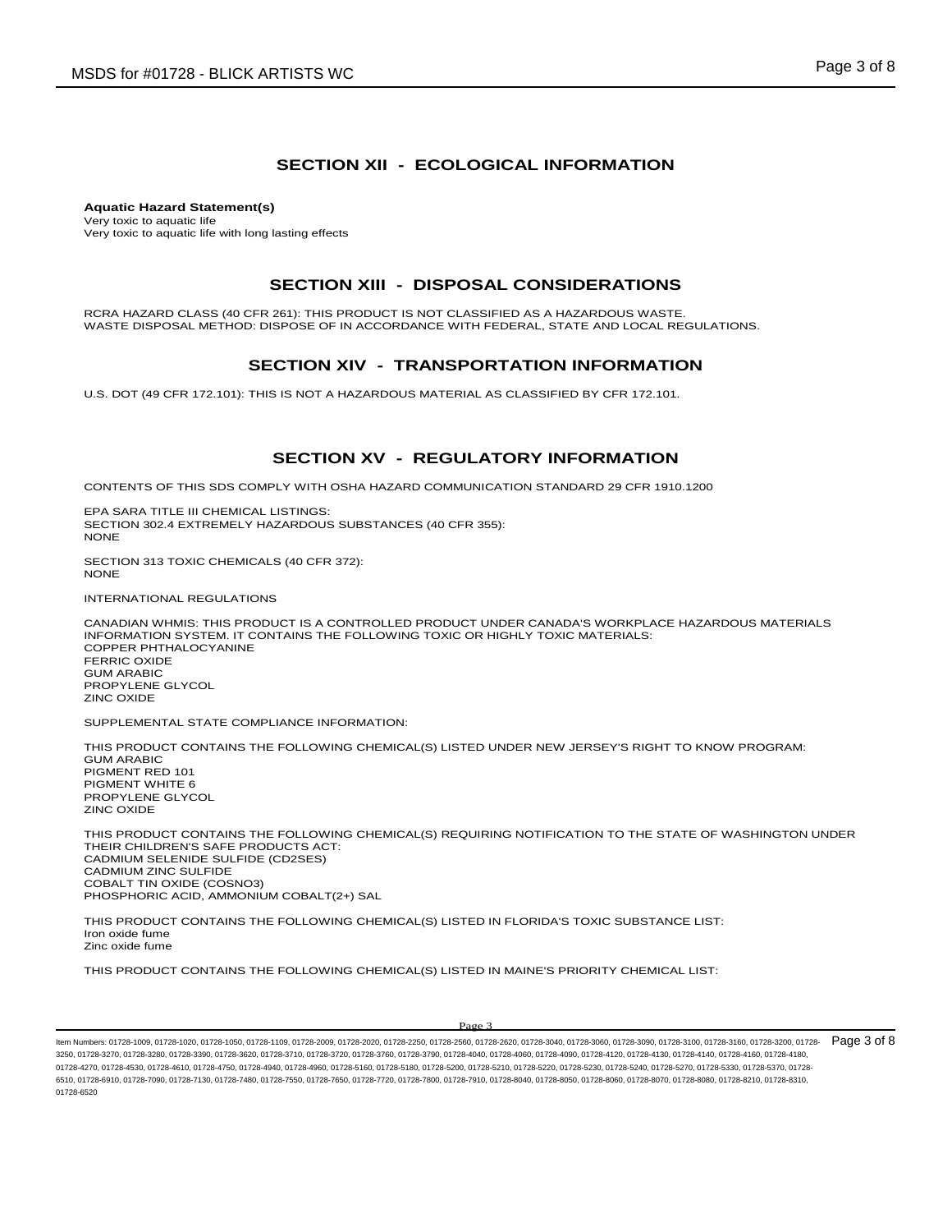## SECTION XII - ECOLOGICAL INFORMATION

**Aquatic Hazard Statement(s)**
Very toxic to aquatic life
Very toxic to aquatic life with long lasting effects

## SECTION XIII - DISPOSAL CONSIDERATIONS

RCRA HAZARD CLASS (40 CFR 261): THIS PRODUCT IS NOT CLASSIFIED AS A HAZARDOUS WASTE.
WASTE DISPOSAL METHOD: DISPOSE OF IN ACCORDANCE WITH FEDERAL, STATE AND LOCAL REGULATIONS.

## SECTION XIV - TRANSPORTATION INFORMATION

U.S. DOT (49 CFR 172.101): THIS IS NOT A HAZARDOUS MATERIAL AS CLASSIFIED BY CFR 172.101.

## SECTION XV - REGULATORY INFORMATION

CONTENTS OF THIS SDS COMPLY WITH OSHA HAZARD COMMUNICATION STANDARD 29 CFR 1910.1200

EPA SARA TITLE III CHEMICAL LISTINGS:
SECTION 302.4 EXTREMELY HAZARDOUS SUBSTANCES (40 CFR 355):
NONE

SECTION 313 TOXIC CHEMICALS (40 CFR 372):
NONE

INTERNATIONAL REGULATIONS

CANADIAN WHMIS: THIS PRODUCT IS A CONTROLLED PRODUCT UNDER CANADA'S WORKPLACE HAZARDOUS MATERIALS INFORMATION SYSTEM. IT CONTAINS THE FOLLOWING TOXIC OR HIGHLY TOXIC MATERIALS:
COPPER PHTHALOCYANINE
FERRIC OXIDE
GUM ARABIC
PROPYLENE GLYCOL
ZINC OXIDE

SUPPLEMENTAL STATE COMPLIANCE INFORMATION:

THIS PRODUCT CONTAINS THE FOLLOWING CHEMICAL(S) LISTED UNDER NEW JERSEY'S RIGHT TO KNOW PROGRAM:
GUM ARABIC
PIGMENT RED 101
PIGMENT WHITE 6
PROPYLENE GLYCOL
ZINC OXIDE

THIS PRODUCT CONTAINS THE FOLLOWING CHEMICAL(S) REQUIRING NOTIFICATION TO THE STATE OF WASHINGTON UNDER THEIR CHILDREN'S SAFE PRODUCTS ACT:
CADMIUM SELENIDE SULFIDE (CD2SES)
CADMIUM ZINC SULFIDE
COBALT TIN OXIDE (COSNO3)
PHOSPHORIC ACID, AMMONIUM COBALT(2+) SAL

THIS PRODUCT CONTAINS THE FOLLOWING CHEMICAL(S) LISTED IN FLORIDA'S TOXIC SUBSTANCE LIST:
Iron oxide fume
Zinc oxide fume

THIS PRODUCT CONTAINS THE FOLLOWING CHEMICAL(S) LISTED IN MAINE'S PRIORITY CHEMICAL LIST:

Item Numbers: 01728-1009, 01728-1020, 01728-1050, 01728-1109, 01728-2009, 01728-2020, 01728-2250, 01728-2560, 01728-2620, 01728-3040, 01728-3060, 01728-3090, 01728-3100, 01728-3160, 01728-3200, 01728-3250, 01728-3270, 01728-3280, 01728-3390, 01728-3620, 01728-3710, 01728-3720, 01728-3760, 01728-3790, 01728-4040, 01728-4060, 01728-4090, 01728-4120, 01728-4130, 01728-4140, 01728-4160, 01728-4180, 01728-4270, 01728-4530, 01728-4610, 01728-4750, 01728-4940, 01728-4960, 01728-5160, 01728-5180, 01728-5200, 01728-5210, 01728-5220, 01728-5230, 01728-5240, 01728-5270, 01728-5330, 01728-5370, 01728-6510, 01728-6910, 01728-7090, 01728-7130, 01728-7480, 01728-7550, 01728-7650, 01728-7720, 01728-7800, 01728-7910, 01728-8040, 01728-8050, 01728-8060, 01728-8070, 01728-8080, 01728-8210, 01728-8310, 01728-6520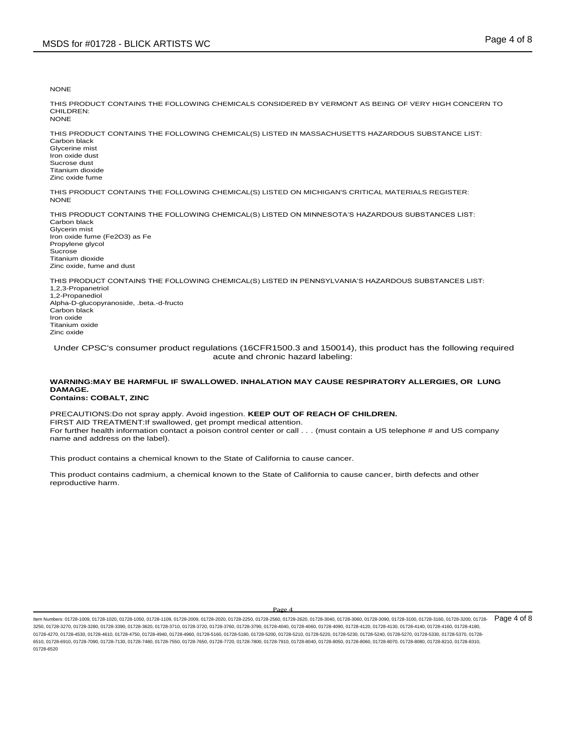NONE

THIS PRODUCT CONTAINS THE FOLLOWING CHEMICALS CONSIDERED BY VERMONT AS BEING OF VERY HIGH CONCERN TO CHILDREN:
NONE

THIS PRODUCT CONTAINS THE FOLLOWING CHEMICAL(S) LISTED IN MASSACHUSETTS HAZARDOUS SUBSTANCE LIST:
Carbon black
Glycerine mist
Iron oxide dust
Sucrose dust
Titanium dioxide
Zinc oxide fume

THIS PRODUCT CONTAINS THE FOLLOWING CHEMICAL(S) LISTED ON MICHIGAN'S CRITICAL MATERIALS REGISTER:
NONE

THIS PRODUCT CONTAINS THE FOLLOWING CHEMICAL(S) LISTED ON MINNESOTA'S HAZARDOUS SUBSTANCES LIST:
Carbon black
Glycerin mist
Iron oxide fume ($Fe_2O_3$) as Fe
Propylene glycol
Sucrose
Titanium dioxide
Zinc oxide, fume and dust

THIS PRODUCT CONTAINS THE FOLLOWING CHEMICAL(S) LISTED IN PENNSYLVANIA'S HAZARDOUS SUBSTANCES LIST:
1,2,3-Propanetriol
1,2-Propanediol
Alpha-D-glucopyranoside, .beta.-d-fructo
Carbon black
Iron oxide
Titanium oxide
Zinc oxide

Under CPSC's consumer product regulations (16CFR1500.3 and 150014), this product has the following required acute and chronic hazard labeling:

**WARNING:MAY BE HARMFUL IF SWALLOWED. INHALATION MAY CAUSE RESPIRATORY ALLERGIES, OR LUNG DAMAGE.**
**Contains: COBALT, ZINC**

PRECAUTIONS:Do not spray apply. Avoid ingestion. **KEEP OUT OF REACH OF CHILDREN.**
FIRST AID TREATMENT:If swallowed, get prompt medical attention.
For further health information contact a poison control center or call . . . (must contain a US telephone # and US company name and address on the label).

This product contains a chemical known to the State of California to cause cancer.

This product contains cadmium, a chemical known to the State of California to cause cancer, birth defects and other reproductive harm.

Item Numbers: 01728-1009, 01728-1020, 01728-1050, 01728-1109, 01728-2009, 01728-2020, 01728-2250, 01728-2560, 01728-2620, 01728-3040, 01728-3060, 01728-3090, 01728-3100, 01728-3160, 01728-3200, 01728-3250, 01728-3270, 01728-3280, 01728-3390, 01728-3620, 01728-3710, 01728-3720, 01728-3760, 01728-3790, 01728-4040, 01728-4060, 01728-4090, 01728-4120, 01728-4130, 01728-4140, 01728-4160, 01728-4180, 01728-4270, 01728-4530, 01728-4610, 01728-4750, 01728-4940, 01728-4960, 01728-5160, 01728-5180, 01728-5200, 01728-5210, 01728-5220, 01728-5230, 01728-5240, 01728-5270, 01728-5330, 01728-5370, 01728-6510, 01728-6910, 01728-7090, 01728-7130, 01728-7480, 01728-7550, 01728-7650, 01728-7720, 01728-7800, 01728-7910, 01728-8040, 01728-8050, 01728-8060, 01728-8070, 01728-8080, 01728-8210, 01728-8310, 01728-6520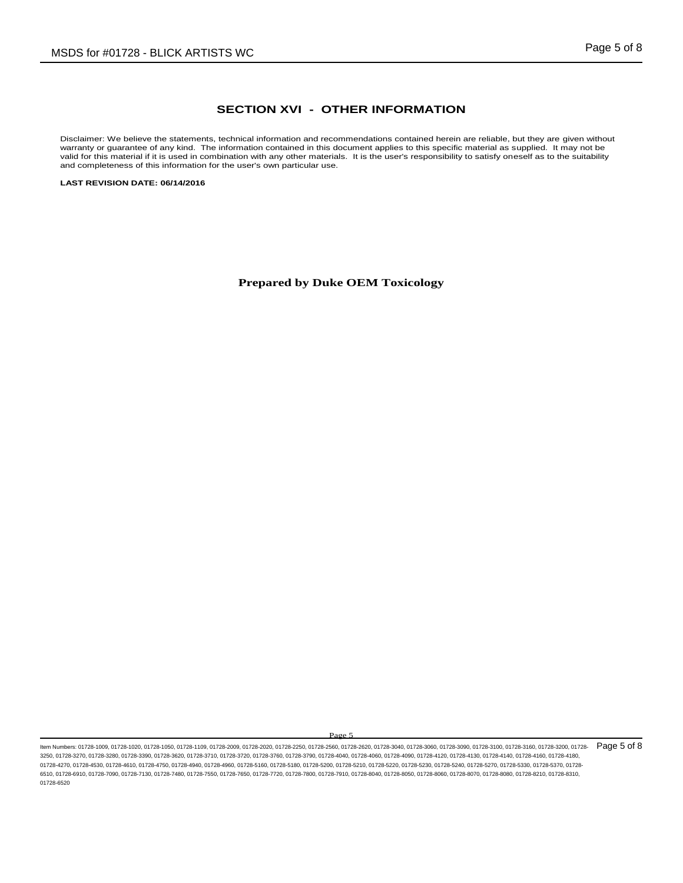## SECTION XVI - OTHER INFORMATION

Disclaimer: We believe the statements, technical information and recommendations contained herein are reliable, but they are given without warranty or guarantee of any kind. The information contained in this document applies to this specific material as supplied. It may not be valid for this material if it is used in combination with any other materials. It is the user's responsibility to satisfy oneself as to the suitability and completeness of this information for the user's own particular use.

**LAST REVISION DATE: 06/14/2016**

**Prepared by Duke OEM Toxicology**

Item Numbers: 01728-1009, 01728-1020, 01728-1050, 01728-1109, 01728-2009, 01728-2020, 01728-2250, 01728-2560, 01728-2620, 01728-3040, 01728-3060, 01728-3090, 01728-3100, 01728-3160, 01728-3200, 01728-3250, 01728-3270, 01728-3280, 01728-3390, 01728-3620, 01728-3710, 01728-3720, 01728-3760, 01728-3790, 01728-4040, 01728-4060, 01728-4090, 01728-4120, 01728-4130, 01728-4140, 01728-4160, 01728-4180, 01728-4270, 01728-4530, 01728-4610, 01728-4750, 01728-4940, 01728-4960, 01728-5160, 01728-5180, 01728-5200, 01728-5210, 01728-5220, 01728-5230, 01728-5240, 01728-5270, 01728-5330, 01728-5370, 01728-6510, 01728-6910, 01728-7090, 01728-7130, 01728-7480, 01728-7550, 01728-7650, 01728-7720, 01728-7800, 01728-7910, 01728-8040, 01728-8050, 01728-8060, 01728-8070, 01728-8080, 01728-8210, 01728-8310, 01728-6520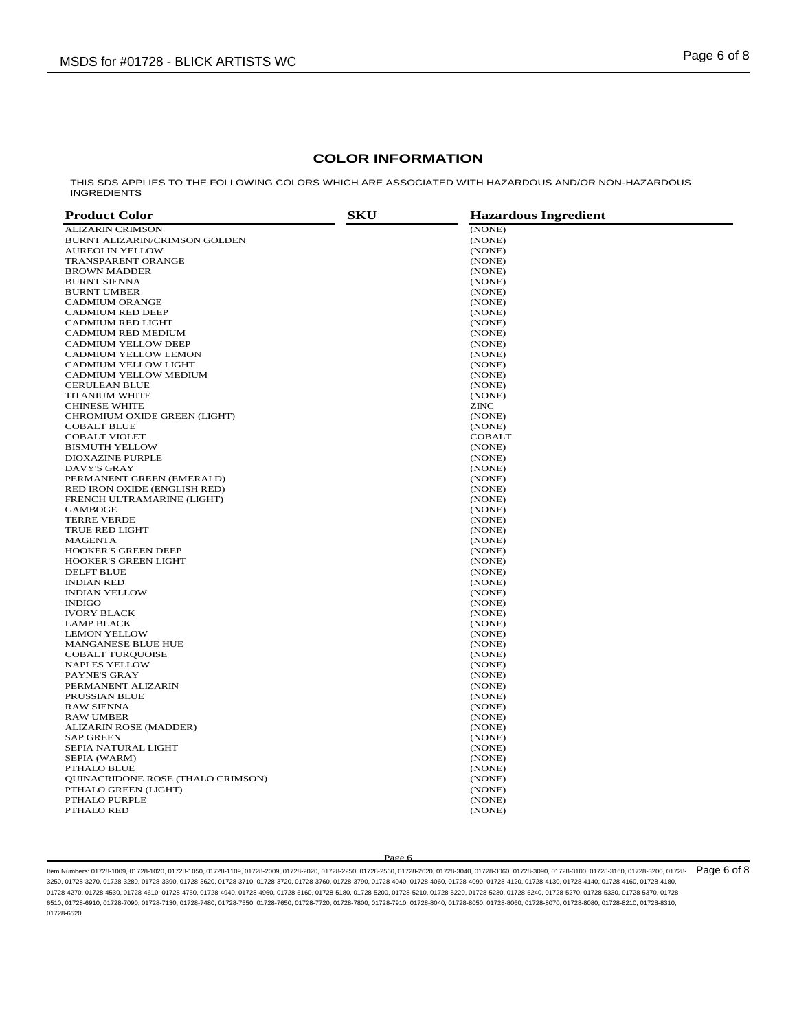## COLOR INFORMATION

THIS SDS APPLIES TO THE FOLLOWING COLORS WHICH ARE ASSOCIATED WITH HAZARDOUS AND/OR NON-HAZARDOUS INGREDIENTS

| Product Color | SKU | Hazardous Ingredient |
|---|---|---|
| ALIZARIN CRIMSON | | (NONE) |
| BURNT ALIZARIN/CRIMSON GOLDEN | | (NONE) |
| AUREOLIN YELLOW | | (NONE) |
| TRANSPARENT ORANGE | | (NONE) |
| BROWN MADDER | | (NONE) |
| BURNT SIENNA | | (NONE) |
| BURNT UMBER | | (NONE) |
| CADMIUM ORANGE | | (NONE) |
| CADMIUM RED DEEP | | (NONE) |
| CADMIUM RED LIGHT | | (NONE) |
| CADMIUM RED MEDIUM | | (NONE) |
| CADMIUM YELLOW DEEP | | (NONE) |
| CADMIUM YELLOW LEMON | | (NONE) |
| CADMIUM YELLOW LIGHT | | (NONE) |
| CADMIUM YELLOW MEDIUM | | (NONE) |
| CERULEAN BLUE | | (NONE) |
| TITANIUM WHITE | | (NONE) |
| CHINESE WHITE | | ZINC |
| CHROMIUM OXIDE GREEN (LIGHT) | | (NONE) |
| COBALT BLUE | | (NONE) |
| COBALT VIOLET | | COBALT |
| BISMUTH YELLOW | | (NONE) |
| DIOXAZINE PURPLE | | (NONE) |
| DAVY'S GRAY | | (NONE) |
| PERMANENT GREEN (EMERALD) | | (NONE) |
| RED IRON OXIDE (ENGLISH RED) | | (NONE) |
| FRENCH ULTRAMARINE (LIGHT) | | (NONE) |
| GAMBOGE | | (NONE) |
| TERRE VERDE | | (NONE) |
| TRUE RED LIGHT | | (NONE) |
| MAGENTA | | (NONE) |
| HOOKER'S GREEN DEEP | | (NONE) |
| HOOKER'S GREEN LIGHT | | (NONE) |
| DELFT BLUE | | (NONE) |
| INDIAN RED | | (NONE) |
| INDIAN YELLOW | | (NONE) |
| INDIGO | | (NONE) |
| IVORY BLACK | | (NONE) |
| LAMP BLACK | | (NONE) |
| LEMON YELLOW | | (NONE) |
| MANGANESE BLUE HUE | | (NONE) |
| COBALT TURQUOISE | | (NONE) |
| NAPLES YELLOW | | (NONE) |
| PAYNE'S GRAY | | (NONE) |
| PERMANENT ALIZARIN | | (NONE) |
| PRUSSIAN BLUE | | (NONE) |
| RAW SIENNA | | (NONE) |
| RAW UMBER | | (NONE) |
| ALIZARIN ROSE (MADDER) | | (NONE) |
| SAP GREEN | | (NONE) |
| SEPIA NATURAL LIGHT | | (NONE) |
| SEPIA (WARM) | | (NONE) |
| PTHALO BLUE | | (NONE) |
| QUINACRIDONE ROSE (THALO CRIMSON) | | (NONE) |
| PTHALO GREEN (LIGHT) | | (NONE) |
| PTHALO PURPLE | | (NONE) |
| PTHALO RED | | (NONE) |

Item Numbers: 01728-1009, 01728-1020, 01728-1050, 01728-1109, 01728-2009, 01728-2020, 01728-2250, 01728-2560, 01728-2620, 01728-3040, 01728-3060, 01728-3090, 01728-3100, 01728-3160, 01728-3200, 01728-3250, 01728-3270, 01728-3280, 01728-3390, 01728-3620, 01728-3710, 01728-3720, 01728-3760, 01728-3790, 01728-4040, 01728-4060, 01728-4090, 01728-4120, 01728-4130, 01728-4140, 01728-4160, 01728-4180, 01728-4270, 01728-4530, 01728-4610, 01728-4750, 01728-4940, 01728-4960, 01728-5160, 01728-5180, 01728-5200, 01728-5210, 01728-5220, 01728-5230, 01728-5240, 01728-5270, 01728-5330, 01728-5370, 01728-6510, 01728-6910, 01728-7090, 01728-7130, 01728-7480, 01728-7550, 01728-7650, 01728-7720, 01728-7800, 01728-7910, 01728-8040, 01728-8050, 01728-8060, 01728-8070, 01728-8080, 01728-8210, 01728-8310, 01728-6520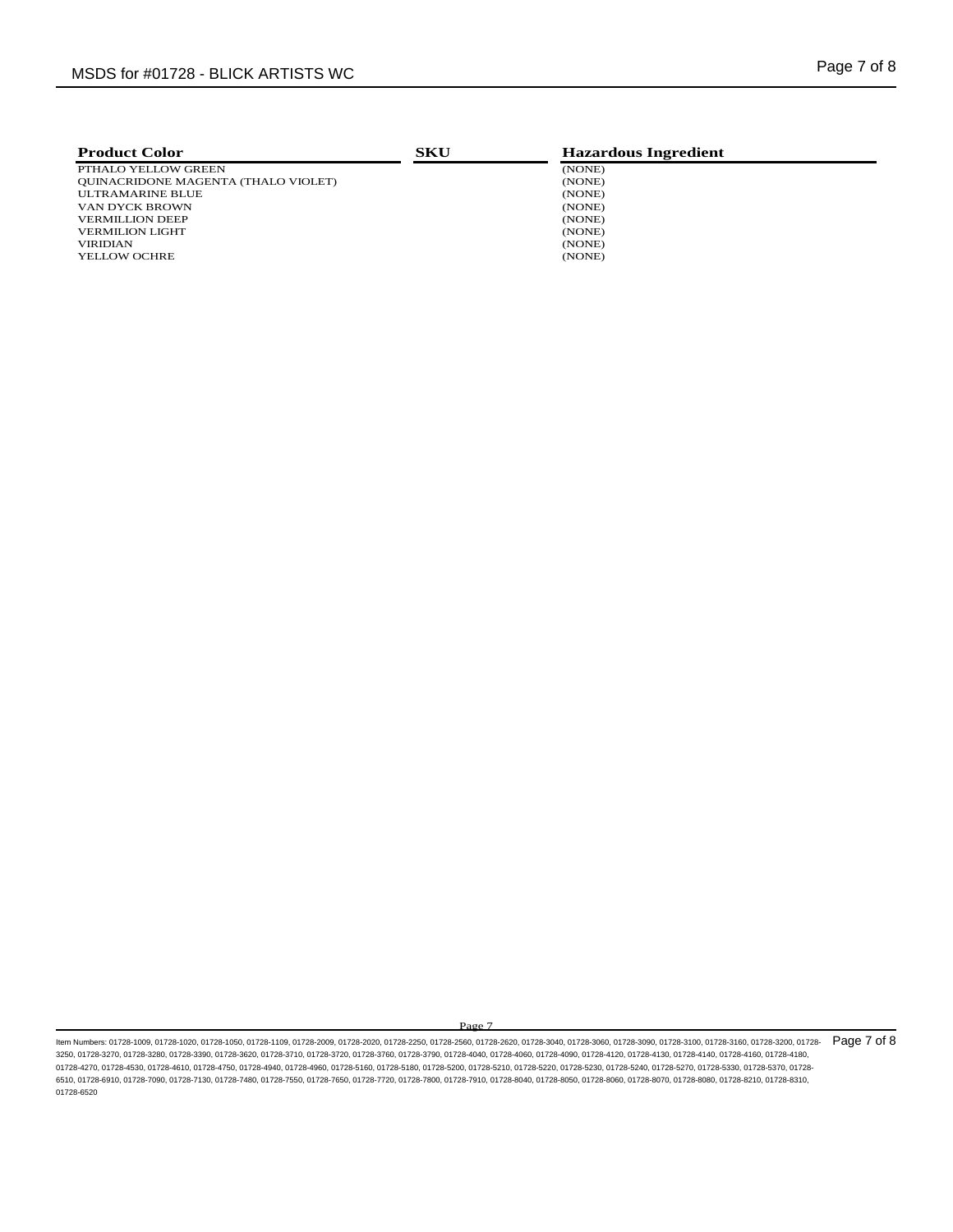| Product Color | SKU | Hazardous Ingredient |
| --- | --- | --- |
| PTHALO YELLOW GREEN | | (NONE) |
| QUINACRIDONE MAGENTA (THALO VIOLET) | | (NONE) |
| ULTRAMARINE BLUE | | (NONE) |
| VAN DYCK BROWN | | (NONE) |
| VERMILLION DEEP | | (NONE) |
| VERMILION LIGHT | | (NONE) |
| VIRIDIAN | | (NONE) |
| YELLOW OCHRE | | (NONE) |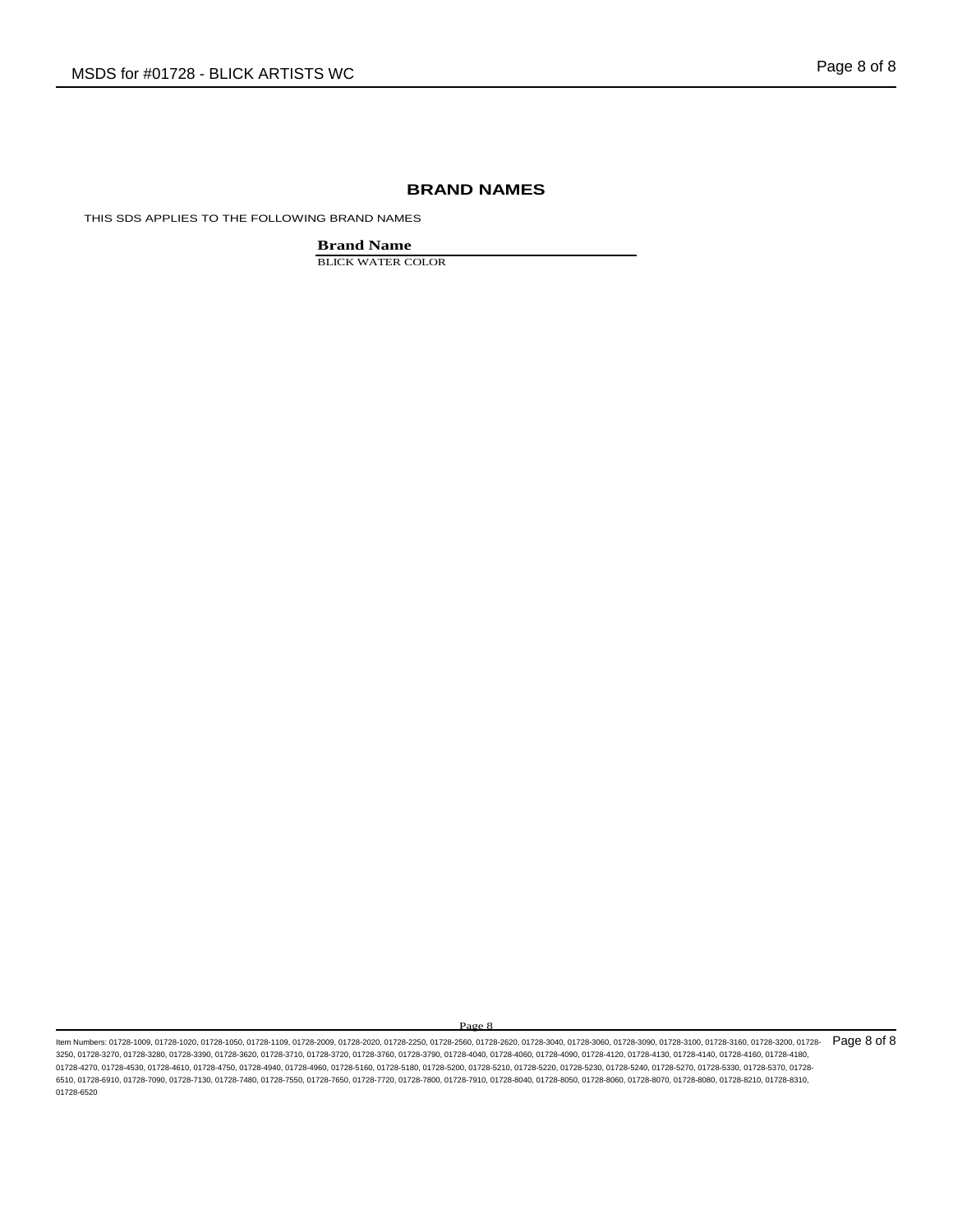## BRAND NAMES

THIS SDS APPLIES TO THE FOLLOWING BRAND NAMES

| Brand Name |
| --- |
| BLICK WATER COLOR |